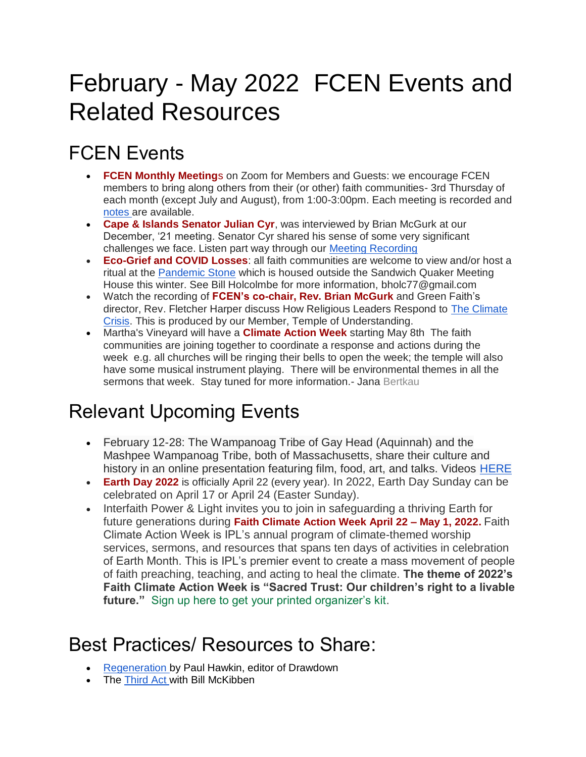# February - May 2022 FCEN Events and Related Resources

## FCEN Events

- **FCEN Monthly Meetings** on Zoom for Members and Guests: we encourage FCEN members to bring along others from their (or other) faith communities- 3rd Thursday of each month (except July and August), from 1:00-3:00pm. Each meeting is recorded and notes are available.
- **Cape & Islands Senator Julian Cyr**, was interviewed by Brian McGurk at our December, '21 meeting. Senator Cyr shared his sense of some very significant challenges we face. Listen part way through our Meeting Recording
- **Eco-Grief and COVID Losses**: all faith communities are welcome to view and/or host a ritual at the Pandemic Stone which is housed outside the Sandwich Quaker Meeting House this winter. See Bill Holcolmbe for more information, bholc77@gmail.com
- Watch the recording of **FCEN's co-chair, Rev. Brian McGurk** and Green Faith's director, Rev. Fletcher Harper discuss How Religious Leaders Respond to The Climate Crisis. This is produced by our Member, Temple of Understanding.
- Martha's Vineyard will have a **Climate Action Week** starting May 8th The faith communities are joining together to coordinate a response and actions during the week e.g. all churches will be ringing their bells to open the week; the temple will also have some musical instrument playing. There will be environmental themes in all the sermons that week. Stay tuned for more information.- Jana Bertkau

## Relevant Upcoming Events

- February 12-28: The Wampanoag Tribe of Gay Head (Aquinnah) and the Mashpee Wampanoag Tribe, both of Massachusetts, share their culture and history in an online presentation featuring film, food, art, and talks. Videos HERE
- **Earth Day 2022** is officially April 22 (every year). In 2022, Earth Day Sunday can be celebrated on April 17 or April 24 (Easter Sunday).
- Interfaith Power & Light invites you to join in safeguarding a thriving Earth for future generations during **Faith Climate Action Week April 22 – May 1, 2022.** Faith Climate Action Week is IPL's annual program of climate-themed worship services, sermons, and resources that spans ten days of activities in celebration of Earth Month. This is IPL's premier event to create a mass movement of people of faith preaching, teaching, and acting to heal the climate. **The theme of 2022's Faith Climate Action Week is "Sacred Trust: Our children's right to a livable future."** Sign up here to get your printed organizer's kit.

## Best Practices/ Resources to Share:

- Regeneration by Paul Hawkin, editor of Drawdown
- The Third Act with Bill McKibben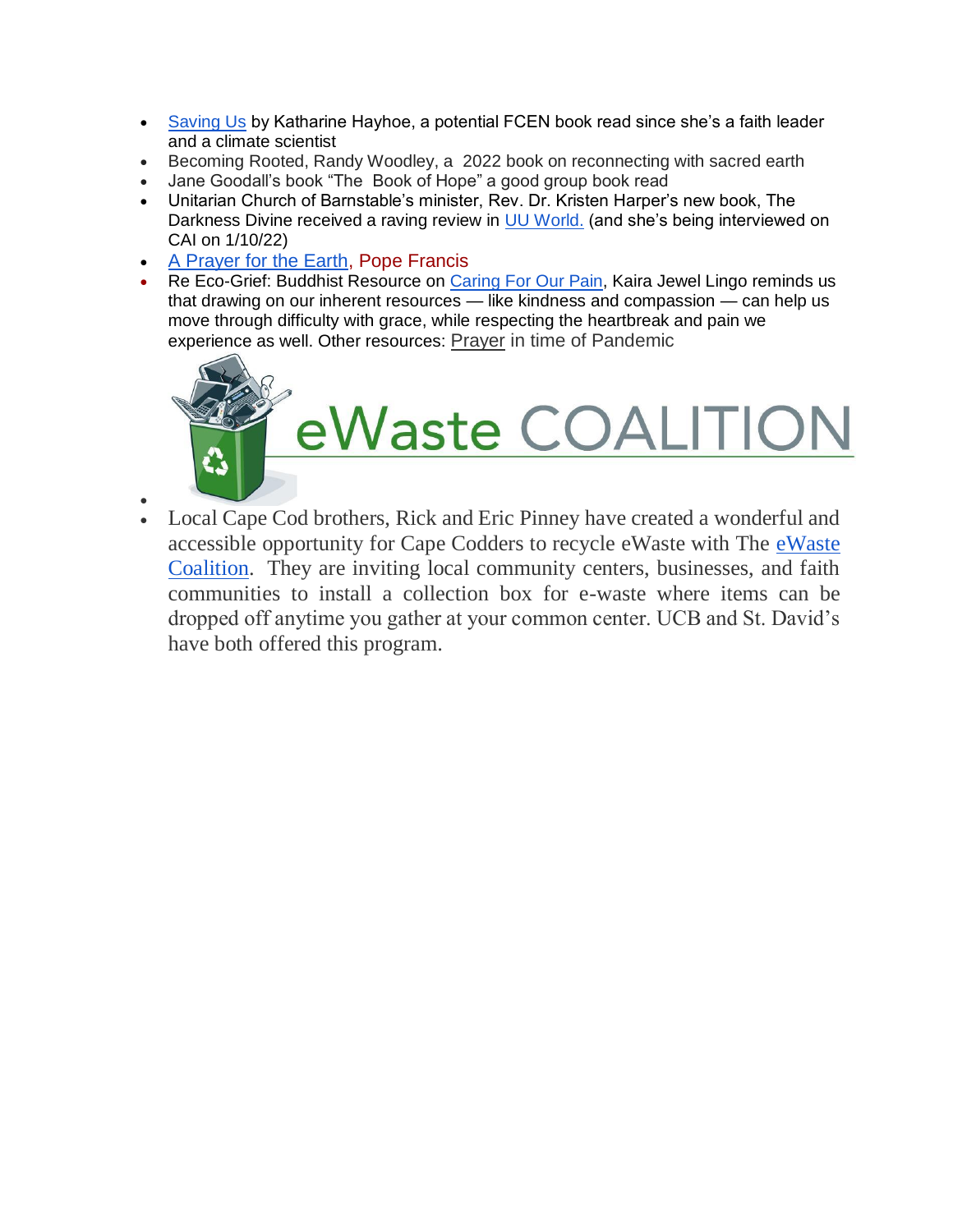- Saving Us by Katharine Hayhoe, a potential FCEN book read since she's a faith leader and a climate scientist
- Becoming Rooted, Randy Woodley, a 2022 book on reconnecting with sacred earth
- Jane Goodall's book "The Book of Hope" a good group book read
- Unitarian Church of Barnstable's minister, Rev. Dr. Kristen Harper's new book, The Darkness Divine received a raving review in UU World. (and she's being interviewed on CAI on 1/10/22)
- A Prayer for the Earth, Pope Francis
- Re Eco-Grief: Buddhist Resource on Caring For Our Pain, Kaira Jewel Lingo reminds us that drawing on our inherent resources — like kindness and compassion — can help us move through difficulty with grace, while respecting the heartbreak and pain we experience as well. Other resources: Prayer in time of Pandemic

eWaste COALITION

- Local Cape Cod brothers, Rick and Eric Pinney have created a wonderful and accessible opportunity for Cape Codders to recycle eWaste with The eWaste Coalition. They are inviting local community centers, businesses, and faith communities to install a collection box for e-waste where items can be dropped off anytime you gather at your common center. UCB and St. David's have both offered this program.